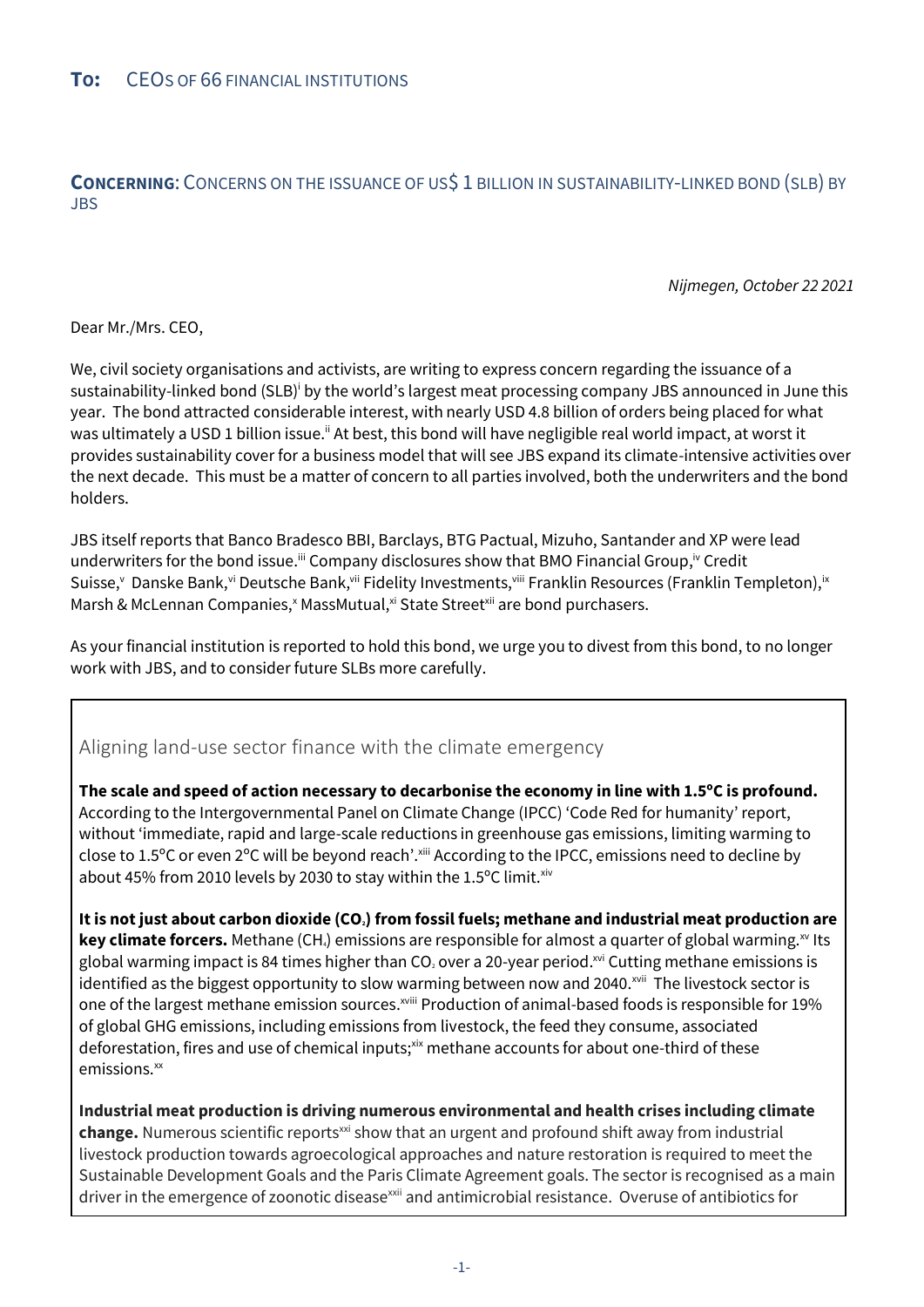**To:** CEOs of 66 financial institutions

**Concerning**: Concerns on the issuance of US$ 1 billion in sustainability-linked bond (SLB) by JBS

*Nijmegen, October 22 2021*

Dear Mr./Mrs. CEO,

We, civil society organisations and activists, are writing to express concern regarding the issuance of a sustainability-linked bond (SLB)[i] by the world's largest meat processing company JBS announced in June this year. The bond attracted considerable interest, with nearly USD 4.8 billion of orders being placed for what was ultimately a USD 1 billion issue.[ii] At best, this bond will have negligible real world impact, at worst it provides sustainability cover for a business model that will see JBS expand its climate-intensive activities over the next decade. This must be a matter of concern to all parties involved, both the underwriters and the bond holders.

JBS itself reports that Banco Bradesco BBI, Barclays, BTG Pactual, Mizuho, Santander and XP were lead underwriters for the bond issue.[iii] Company disclosures show that BMO Financial Group,[iv] Credit Suisse,[v] Danske Bank,[vi] Deutsche Bank,[vii] Fidelity Investments,[viii] Franklin Resources (Franklin Templeton),[ix] Marsh & McLennan Companies,[x] MassMutual,[xi] State Street[xii] are bond purchasers.

As your financial institution is reported to hold this bond, we urge you to divest from this bond, to no longer work with JBS, and to consider future SLBs more carefully.

## Aligning land-use sector finance with the climate emergency

**The scale and speed of action necessary to decarbonise the economy in line with 1.5°C is profound.** According to the Intergovernmental Panel on Climate Change (IPCC) 'Code Red for humanity' report, without 'immediate, rapid and large-scale reductions in greenhouse gas emissions, limiting warming to close to 1.5°C or even 2°C will be beyond reach'.[xiii] According to the IPCC, emissions need to decline by about 45% from 2010 levels by 2030 to stay within the 1.5°C limit.[xiv]

**It is not just about carbon dioxide ($CO_2$) from fossil fuels; methane and industrial meat production are key climate forcers.** Methane ($CH_4$) emissions are responsible for almost a quarter of global warming.[xv] Its global warming impact is 84 times higher than $CO_2$ over a 20-year period.[xvi] Cutting methane emissions is identified as the biggest opportunity to slow warming between now and 2040.[xvii] The livestock sector is one of the largest methane emission sources.[xviii] Production of animal-based foods is responsible for 19% of global GHG emissions, including emissions from livestock, the feed they consume, associated deforestation, fires and use of chemical inputs;[xix] methane accounts for about one-third of these emissions.[xx]

**Industrial meat production is driving numerous environmental and health crises including climate change.** Numerous scientific reports[xxi] show that an urgent and profound shift away from industrial livestock production towards agroecological approaches and nature restoration is required to meet the Sustainable Development Goals and the Paris Climate Agreement goals. The sector is recognised as a main driver in the emergence of zoonotic disease[xxii] and antimicrobial resistance. Overuse of antibiotics for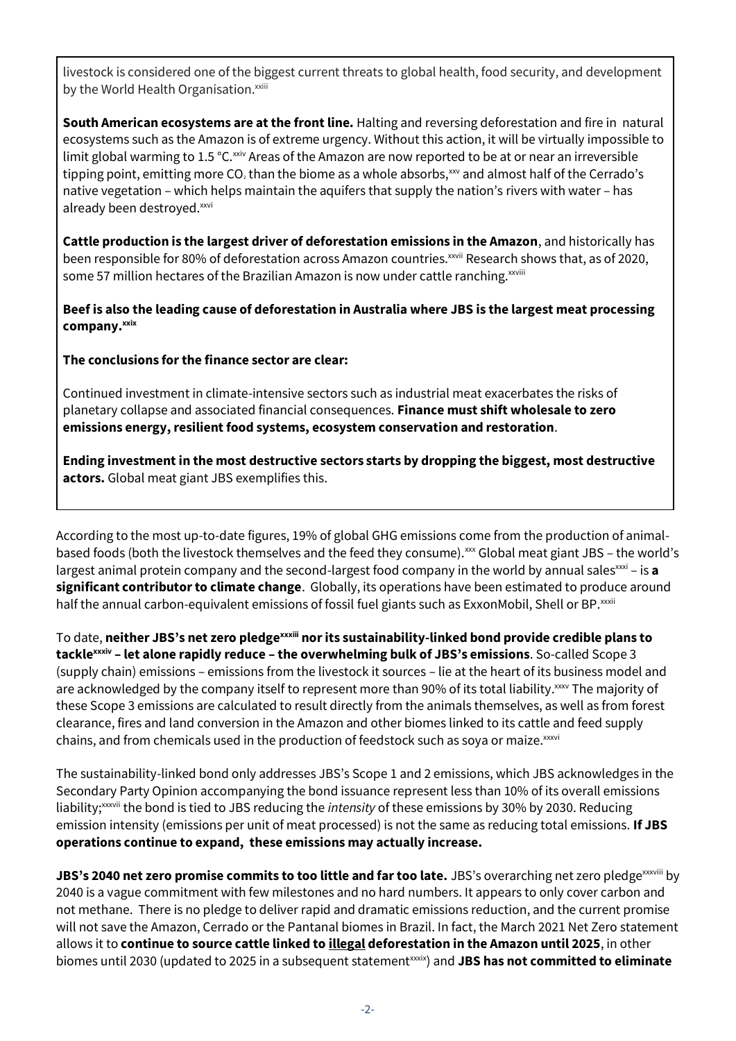livestock is considered one of the biggest current threats to global health, food security, and development by the World Health Organisation.[xxiii]

**South American ecosystems are at the front line.** Halting and reversing deforestation and fire in natural ecosystems such as the Amazon is of extreme urgency. Without this action, it will be virtually impossible to limit global warming to 1.5 °C.[xxiv] Areas of the Amazon are now reported to be at or near an irreversible tipping point, emitting more $CO_2$ than the biome as a whole absorbs,[xxv] and almost half of the Cerrado's native vegetation – which helps maintain the aquifers that supply the nation's rivers with water – has already been destroyed.[xxvi]

**Cattle production is the largest driver of deforestation emissions in the Amazon**, and historically has been responsible for 80% of deforestation across Amazon countries.[xxvii] Research shows that, as of 2020, some 57 million hectares of the Brazilian Amazon is now under cattle ranching.[xxviii]

**Beef is also the leading cause of deforestation in Australia where JBS is the largest meat processing company.[xxix]**

**The conclusions for the finance sector are clear:**

Continued investment in climate-intensive sectors such as industrial meat exacerbates the risks of planetary collapse and associated financial consequences. **Finance must shift wholesale to zero emissions energy, resilient food systems, ecosystem conservation and restoration**.

**Ending investment in the most destructive sectors starts by dropping the biggest, most destructive actors.** Global meat giant JBS exemplifies this.

According to the most up-to-date figures, 19% of global GHG emissions come from the production of animal-based foods (both the livestock themselves and the feed they consume).[xxx] Global meat giant JBS – the world's largest animal protein company and the second-largest food company in the world by annual sales[xxxi] – is **a significant contributor to climate change**. Globally, its operations have been estimated to produce around half the annual carbon-equivalent emissions of fossil fuel giants such as ExxonMobil, Shell or BP.[xxxii]

To date, **neither JBS's net zero pledge[xxxiii] nor its sustainability-linked bond provide credible plans to tackle[xxxiv] – let alone rapidly reduce – the overwhelming bulk of JBS's emissions**. So-called Scope 3 (supply chain) emissions – emissions from the livestock it sources – lie at the heart of its business model and are acknowledged by the company itself to represent more than 90% of its total liability.[xxxv] The majority of these Scope 3 emissions are calculated to result directly from the animals themselves, as well as from forest clearance, fires and land conversion in the Amazon and other biomes linked to its cattle and feed supply chains, and from chemicals used in the production of feedstock such as soya or maize.[xxxvi]

The sustainability-linked bond only addresses JBS's Scope 1 and 2 emissions, which JBS acknowledges in the Secondary Party Opinion accompanying the bond issuance represent less than 10% of its overall emissions liability;[xxxvii] the bond is tied to JBS reducing the *intensity* of these emissions by 30% by 2030. Reducing emission intensity (emissions per unit of meat processed) is not the same as reducing total emissions. **If JBS operations continue to expand, these emissions may actually increase.**

**JBS's 2040 net zero promise commits to too little and far too late.** JBS's overarching net zero pledge[xxxviii] by 2040 is a vague commitment with few milestones and no hard numbers. It appears to only cover carbon and not methane. There is no pledge to deliver rapid and dramatic emissions reduction, and the current promise will not save the Amazon, Cerrado or the Pantanal biomes in Brazil. In fact, the March 2021 Net Zero statement allows it to **continue to source cattle linked to illegal deforestation in the Amazon until 2025**, in other biomes until 2030 (updated to 2025 in a subsequent statement[xxxix]) and **JBS has not committed to eliminate**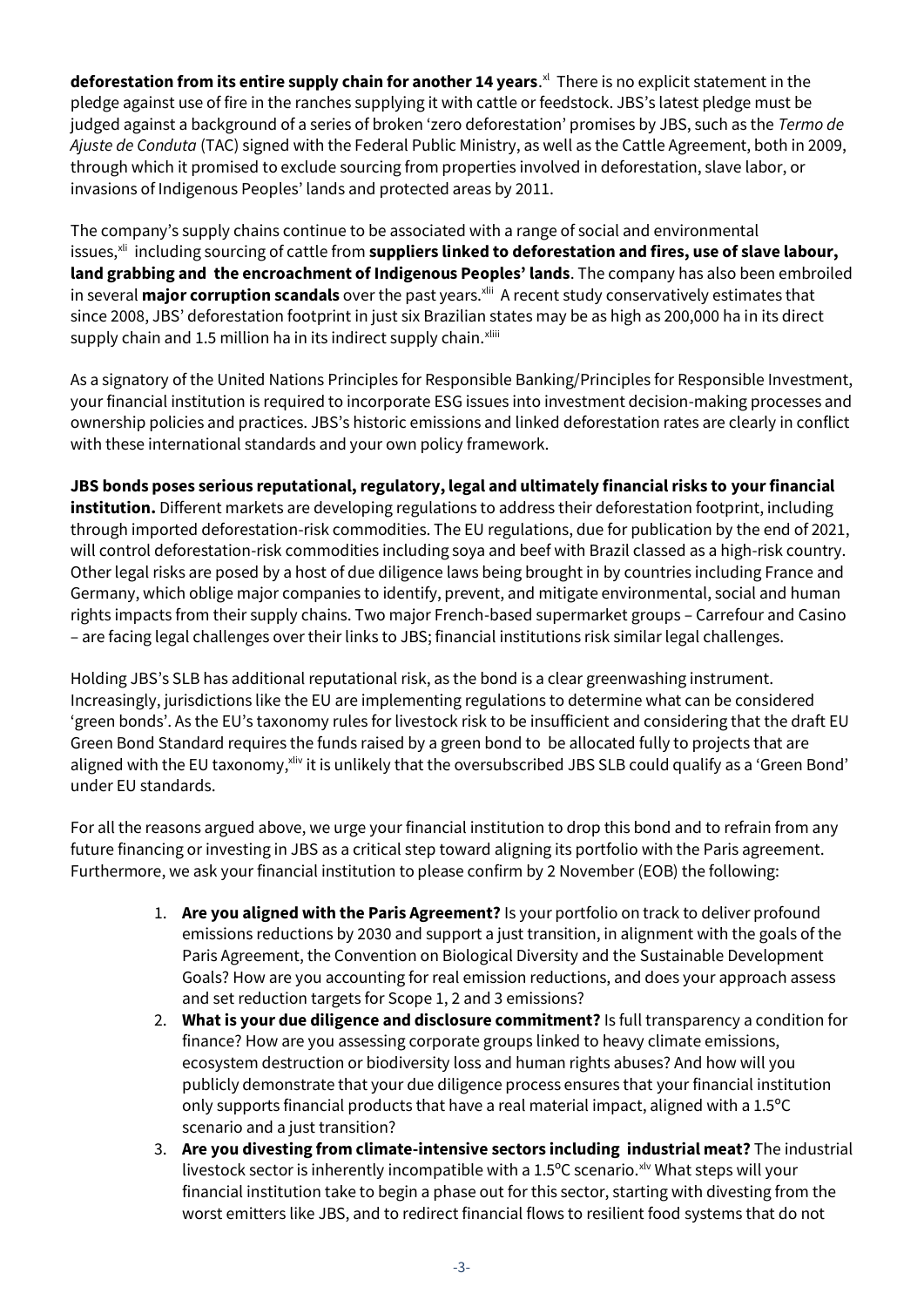**deforestation from its entire supply chain for another 14 years**.[xl] There is no explicit statement in the pledge against use of fire in the ranches supplying it with cattle or feedstock. JBS's latest pledge must be judged against a background of a series of broken 'zero deforestation' promises by JBS, such as the *Termo de Ajuste de Conduta* (TAC) signed with the Federal Public Ministry, as well as the Cattle Agreement, both in 2009, through which it promised to exclude sourcing from properties involved in deforestation, slave labor, or invasions of Indigenous Peoples' lands and protected areas by 2011.

The company's supply chains continue to be associated with a range of social and environmental issues,[xli] including sourcing of cattle from **suppliers linked to deforestation and fires, use of slave labour, land grabbing and the encroachment of Indigenous Peoples' lands**. The company has also been embroiled in several **major corruption scandals** over the past years.[xlii] A recent study conservatively estimates that since 2008, JBS' deforestation footprint in just six Brazilian states may be as high as 200,000 ha in its direct supply chain and 1.5 million ha in its indirect supply chain.[xliii]

As a signatory of the United Nations Principles for Responsible Banking/Principles for Responsible Investment, your financial institution is required to incorporate ESG issues into investment decision-making processes and ownership policies and practices. JBS's historic emissions and linked deforestation rates are clearly in conflict with these international standards and your own policy framework.

**JBS bonds poses serious reputational, regulatory, legal and ultimately financial risks to your financial institution.** Different markets are developing regulations to address their deforestation footprint, including through imported deforestation-risk commodities. The EU regulations, due for publication by the end of 2021, will control deforestation-risk commodities including soya and beef with Brazil classed as a high-risk country. Other legal risks are posed by a host of due diligence laws being brought in by countries including France and Germany, which oblige major companies to identify, prevent, and mitigate environmental, social and human rights impacts from their supply chains. Two major French-based supermarket groups – Carrefour and Casino – are facing legal challenges over their links to JBS; financial institutions risk similar legal challenges.

Holding JBS's SLB has additional reputational risk, as the bond is a clear greenwashing instrument. Increasingly, jurisdictions like the EU are implementing regulations to determine what can be considered 'green bonds'. As the EU's taxonomy rules for livestock risk to be insufficient and considering that the draft EU Green Bond Standard requires the funds raised by a green bond to be allocated fully to projects that are aligned with the EU taxonomy,[xliv] it is unlikely that the oversubscribed JBS SLB could qualify as a 'Green Bond' under EU standards.

For all the reasons argued above, we urge your financial institution to drop this bond and to refrain from any future financing or investing in JBS as a critical step toward aligning its portfolio with the Paris agreement. Furthermore, we ask your financial institution to please confirm by 2 November (EOB) the following:

1. **Are you aligned with the Paris Agreement?** Is your portfolio on track to deliver profound emissions reductions by 2030 and support a just transition, in alignment with the goals of the Paris Agreement, the Convention on Biological Diversity and the Sustainable Development Goals? How are you accounting for real emission reductions, and does your approach assess and set reduction targets for Scope 1, 2 and 3 emissions?
2. **What is your due diligence and disclosure commitment?** Is full transparency a condition for finance? How are you assessing corporate groups linked to heavy climate emissions, ecosystem destruction or biodiversity loss and human rights abuses? And how will you publicly demonstrate that your due diligence process ensures that your financial institution only supports financial products that have a real material impact, aligned with a 1.5°C scenario and a just transition?
3. **Are you divesting from climate-intensive sectors including industrial meat?** The industrial livestock sector is inherently incompatible with a 1.5°C scenario.[xlv] What steps will your financial institution take to begin a phase out for this sector, starting with divesting from the worst emitters like JBS, and to redirect financial flows to resilient food systems that do not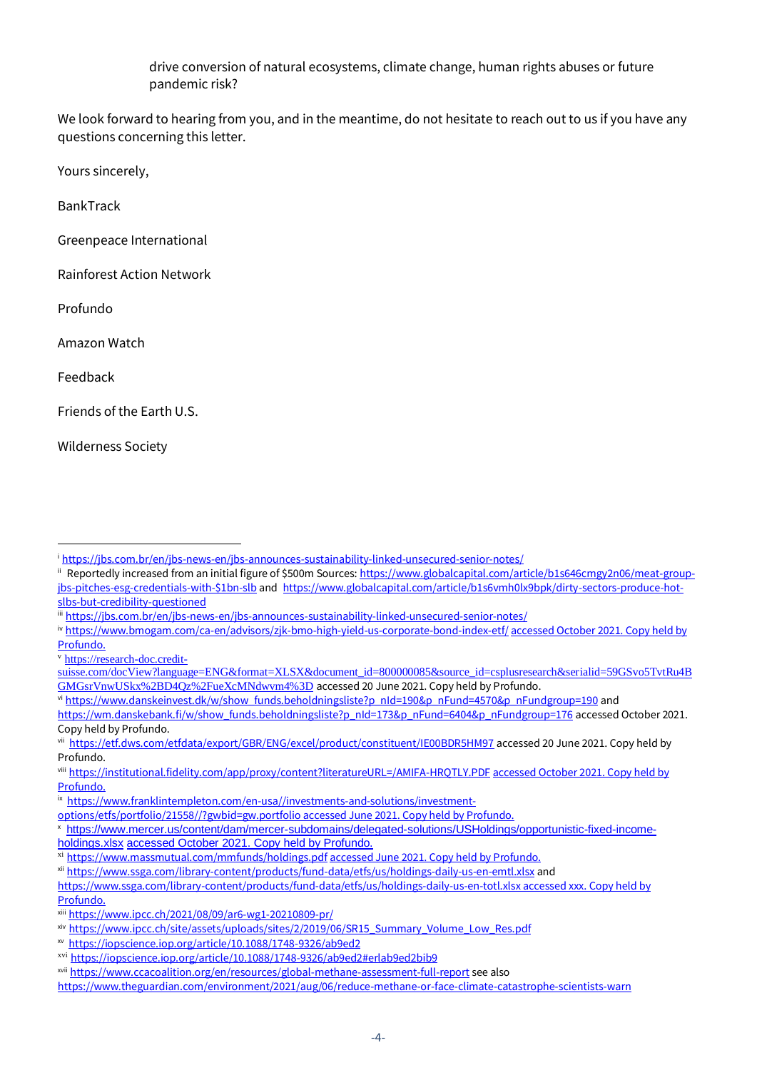drive conversion of natural ecosystems, climate change, human rights abuses or future pandemic risk?

We look forward to hearing from you, and in the meantime, do not hesitate to reach out to us if you have any questions concerning this letter.

Yours sincerely,

BankTrack

Greenpeace International

Rainforest Action Network

Profundo

Amazon Watch

Feedback

Friends of the Earth U.S.

Wilderness Society

---

[i] https://jbs.com.br/en/jbs-news-en/jbs-announces-sustainability-linked-unsecured-senior-notes/

[ii] Reportedly increased from an initial figure of $500m Sources: https://www.globalcapital.com/article/b1s646cmgy2n06/meat-group-jbs-pitches-esg-credentials-with-$1bn-slb and https://www.globalcapital.com/article/b1s6vmh0lx9bpk/dirty-sectors-produce-hot-slbs-but-credibility-questioned

[iii] https://jbs.com.br/en/jbs-news-en/jbs-announces-sustainability-linked-unsecured-senior-notes/

[iv] https://www.bmogam.com/ca-en/advisors/zjk-bmo-high-yield-us-corporate-bond-index-etf/ accessed October 2021. Copy held by Profundo.

[v] https://research-doc.credit-suisse.com/docView?language=ENG&format=XLSX&document_id=800000085&source_id=csplusresearch&serialid=59GSvo5TvtRu4BGMGsrVnwUSkx%2BD4Qz%2FueXcMNdwvm4%3D accessed 20 June 2021. Copy held by Profundo.

[vi] https://www.danskeinvest.dk/w/show_funds.beholdningsliste?p_nId=190&p_nFund=4570&p_nFundgroup=190 and https://wm.danskebank.fi/w/show_funds.beholdningsliste?p_nId=173&p_nFund=6404&p_nFundgroup=176 accessed October 2021. Copy held by Profundo.

[vii] https://etf.dws.com/etfdata/export/GBR/ENG/excel/product/constituent/IE00BDR5HM97 accessed 20 June 2021. Copy held by Profundo.

[viii] https://institutional.fidelity.com/app/proxy/content?literatureURL=/AMIFA-HRQTLY.PDF accessed October 2021. Copy held by Profundo.

[ix] https://www.franklintempleton.com/en-usa//investments-and-solutions/investment-options/etfs/portfolio/21558//?gwbid=gw.portfolio accessed June 2021. Copy held by Profundo.

[x] https://www.mercer.us/content/dam/mercer-subdomains/delegated-solutions/USHoldings/opportunistic-fixed-income-holdings.xlsx accessed October 2021. Copy held by Profundo.

[xi] https://www.massmutual.com/mmfunds/holdings.pdf accessed June 2021. Copy held by Profundo.

[xii] https://www.ssga.com/library-content/products/fund-data/etfs/us/holdings-daily-us-en-emtl.xlsx and https://www.ssga.com/library-content/products/fund-data/etfs/us/holdings-daily-us-en-totl.xlsx accessed xxx. Copy held by Profundo.

[xiii] https://www.ipcc.ch/2021/08/09/ar6-wg1-20210809-pr/

[xiv] https://www.ipcc.ch/site/assets/uploads/sites/2/2019/06/SR15_Summary_Volume_Low_Res.pdf

[xv] https://iopscience.iop.org/article/10.1088/1748-9326/ab9ed2

[xvi] https://iopscience.iop.org/article/10.1088/1748-9326/ab9ed2#erlab9ed2bib9

[xvii] https://www.ccacoalition.org/en/resources/global-methane-assessment-full-report see also https://www.theguardian.com/environment/2021/aug/06/reduce-methane-or-face-climate-catastrophe-scientists-warn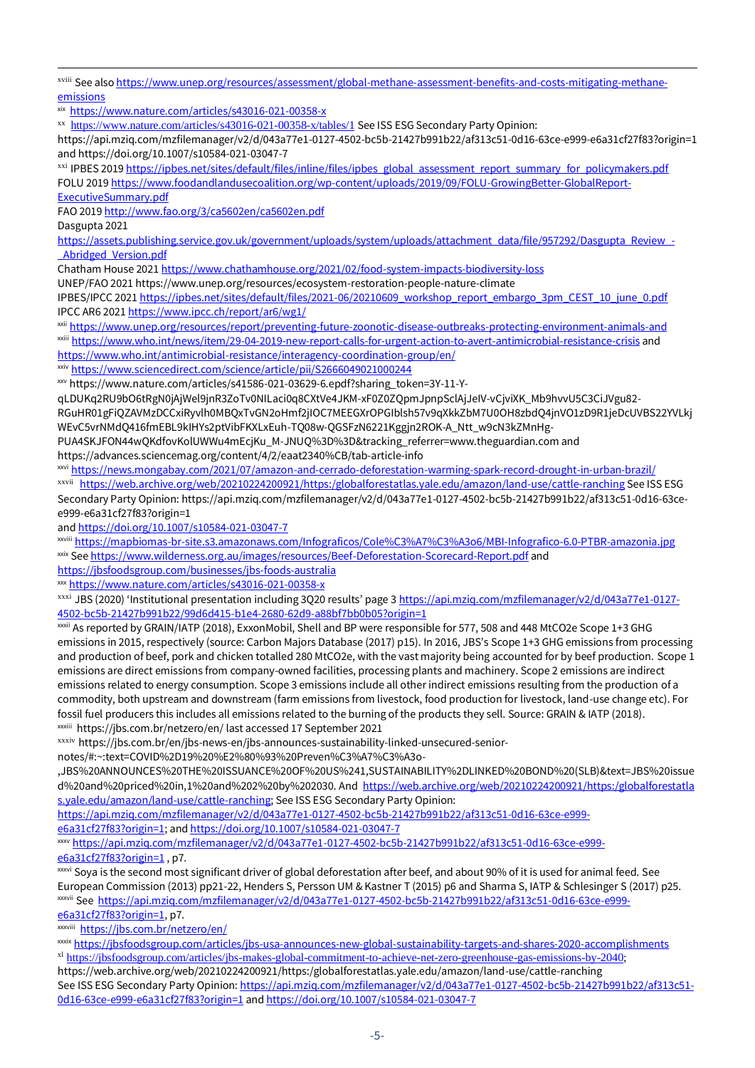[xviii] See also https://www.unep.org/resources/assessment/global-methane-assessment-benefits-and-costs-mitigating-methane-emissions

[xix] https://www.nature.com/articles/s43016-021-00358-x

[xx] https://www.nature.com/articles/s43016-021-00358-x/tables/1 See ISS ESG Secondary Party Opinion: https://api.mziq.com/mzfilemanager/v2/d/043a77e1-0127-4502-bc5b-21427b991b22/af313c51-0d16-63ce-e999-e6a31cf27f83?origin=1 and https://doi.org/10.1007/s10584-021-03047-7

[xxi] IPBES 2019 https://ipbes.net/sites/default/files/inline/files/ipbes_global_assessment_report_summary_for_policymakers.pdf
FOLU 2019 https://www.foodandlandusecoalition.org/wp-content/uploads/2019/09/FOLU-GrowingBetter-GlobalReport-ExecutiveSummary.pdf
FAO 2019 http://www.fao.org/3/ca5602en/ca5602en.pdf
Dasgupta 2021
https://assets.publishing.service.gov.uk/government/uploads/system/uploads/attachment_data/file/957292/Dasgupta_Review_-_Abridged_Version.pdf
Chatham House 2021 https://www.chathamhouse.org/2021/02/food-system-impacts-biodiversity-loss
UNEP/FAO 2021 https://www.unep.org/resources/ecosystem-restoration-people-nature-climate
IPBES/IPCC 2021 https://ipbes.net/sites/default/files/2021-06/20210609_workshop_report_embargo_3pm_CEST_10_june_0.pdf
IPCC AR6 2021 https://www.ipcc.ch/report/ar6/wg1/

[xxii] https://www.unep.org/resources/report/preventing-future-zoonotic-disease-outbreaks-protecting-environment-animals-and

[xxiii] https://www.who.int/news/item/29-04-2019-new-report-calls-for-urgent-action-to-avert-antimicrobial-resistance-crisis and https://www.who.int/antimicrobial-resistance/interagency-coordination-group/en/

[xxiv] https://www.sciencedirect.com/science/article/pii/S2666049021000244

[xxv] https://www.nature.com/articles/s41586-021-03629-6.epdf?sharing_token=3Y-11-Y-qLDUKq2RU9bO6tRgN0jAjWel9jnR3ZoTv0NILaci0q8CXtVe4JKM-xF0Z0ZQpmJpnpSclAjJelV-vCjviXK_Mb9hvvU5C3CiJVgu82-RGuHR01gFiQZAVMzDCCxiRyvlh0MBQxTvGN2oHmf2jIOC7MEEGXrOPGIblsh57v9qXkkZbM7U0OH8zbdQ4jnVO1zD9R1jeDcUVBS22YVLkjWEvC5vrNMdQ416fmEBL9kIHYs2ptVibFKXLxEuh-TQ08w-QGSFzN6221Kggjn2ROK-A_Ntt_w9cN3kZMnHg-PUA4SKJFON44wQKdfovKolUWWu4mEcjKu_M-JNUQ%3D%3D&tracking_referrer=www.theguardian.com and https://advances.sciencemag.org/content/4/2/eaat2340%CB/tab-article-info

[xxvi] https://news.mongabay.com/2021/07/amazon-and-cerrado-deforestation-warming-spark-record-drought-in-urban-brazil/

[xxvii] https://web.archive.org/web/20210224200921/https:/globalforestatlas.yale.edu/amazon/land-use/cattle-ranching See ISS ESG Secondary Party Opinion: https://api.mziq.com/mzfilemanager/v2/d/043a77e1-0127-4502-bc5b-21427b991b22/af313c51-0d16-63ce-e999-e6a31cf27f83?origin=1
and https://doi.org/10.1007/s10584-021-03047-7

[xxviii] https://mapbiomas-br-site.s3.amazonaws.com/Infograficos/Cole%C3%A7%C3%A3o6/MBI-Infografico-6.0-PTBR-amazonia.jpg

[xxix] See https://www.wilderness.org.au/images/resources/Beef-Deforestation-Scorecard-Report.pdf and https://jbsfoodsgroup.com/businesses/jbs-foods-australia

[xxx] https://www.nature.com/articles/s43016-021-00358-x

[xxxi] JBS (2020) 'Institutional presentation including 3Q20 results' page 3 https://api.mziq.com/mzfilemanager/v2/d/043a77e1-0127-4502-bc5b-21427b991b22/99d6d415-b1e4-2680-62d9-a88bf7bb0b05?origin=1

[xxxii] As reported by GRAIN/IATP (2018), ExxonMobil, Shell and BP were responsible for 577, 508 and 448 MtCO2e Scope 1+3 GHG emissions in 2015, respectively (source: Carbon Majors Database (2017) p15). In 2016, JBS's Scope 1+3 GHG emissions from processing and production of beef, pork and chicken totalled 280 MtCO2e, with the vast majority being accounted for by beef production. Scope 1 emissions are direct emissions from company-owned facilities, processing plants and machinery. Scope 2 emissions are indirect emissions related to energy consumption. Scope 3 emissions include all other indirect emissions resulting from the production of a commodity, both upstream and downstream (farm emissions from livestock, food production for livestock, land-use change etc). For fossil fuel producers this includes all emissions related to the burning of the products they sell. Source: GRAIN & IATP (2018).

[xxxiii] https://jbs.com.br/netzero/en/ last accessed 17 September 2021

[xxxiv] https://jbs.com.br/en/jbs-news-en/jbs-announces-sustainability-linked-unsecured-senior-notes/#:~:text=COVID%2D19%20%E2%80%93%20Preven%C3%A7%C3%A3o-,JBS%20ANNOUNCES%20THE%20ISSUANCE%20OF%20US%241,SUSTAINABILITY%2DLINKED%20BOND%20(SLB)&text=JBS%20issued%20and%20priced%20in,1%20and%202%20by%202030. And https://web.archive.org/web/20210224200921/https:/globalforestatlas.yale.edu/amazon/land-use/cattle-ranching; See ISS ESG Secondary Party Opinion: https://api.mziq.com/mzfilemanager/v2/d/043a77e1-0127-4502-bc5b-21427b991b22/af313c51-0d16-63ce-e999-e6a31cf27f83?origin=1; and https://doi.org/10.1007/s10584-021-03047-7

[xxxv] https://api.mziq.com/mzfilemanager/v2/d/043a77e1-0127-4502-bc5b-21427b991b22/af313c51-0d16-63ce-e999-e6a31cf27f83?origin=1 , p7.

[xxxvi] Soya is the second most significant driver of global deforestation after beef, and about 90% of it is used for animal feed. See European Commission (2013) pp21-22, Henders S, Persson UM & Kastner T (2015) p6 and Sharma S, IATP & Schlesinger S (2017) p25.

[xxxvii] See https://api.mziq.com/mzfilemanager/v2/d/043a77e1-0127-4502-bc5b-21427b991b22/af313c51-0d16-63ce-e999-e6a31cf27f83?origin=1, p7.

[xxxviii] https://jbs.com.br/netzero/en/

[xxxix] https://jbsfoodsgroup.com/articles/jbs-usa-announces-new-global-sustainability-targets-and-shares-2020-accomplishments

[xl] https://jbsfoodsgroup.com/articles/jbs-makes-global-commitment-to-achieve-net-zero-greenhouse-gas-emissions-by-2040;
https://web.archive.org/web/20210224200921/https:/globalforestatlas.yale.edu/amazon/land-use/cattle-ranching
See ISS ESG Secondary Party Opinion: https://api.mziq.com/mzfilemanager/v2/d/043a77e1-0127-4502-bc5b-21427b991b22/af313c51-0d16-63ce-e999-e6a31cf27f83?origin=1 and https://doi.org/10.1007/s10584-021-03047-7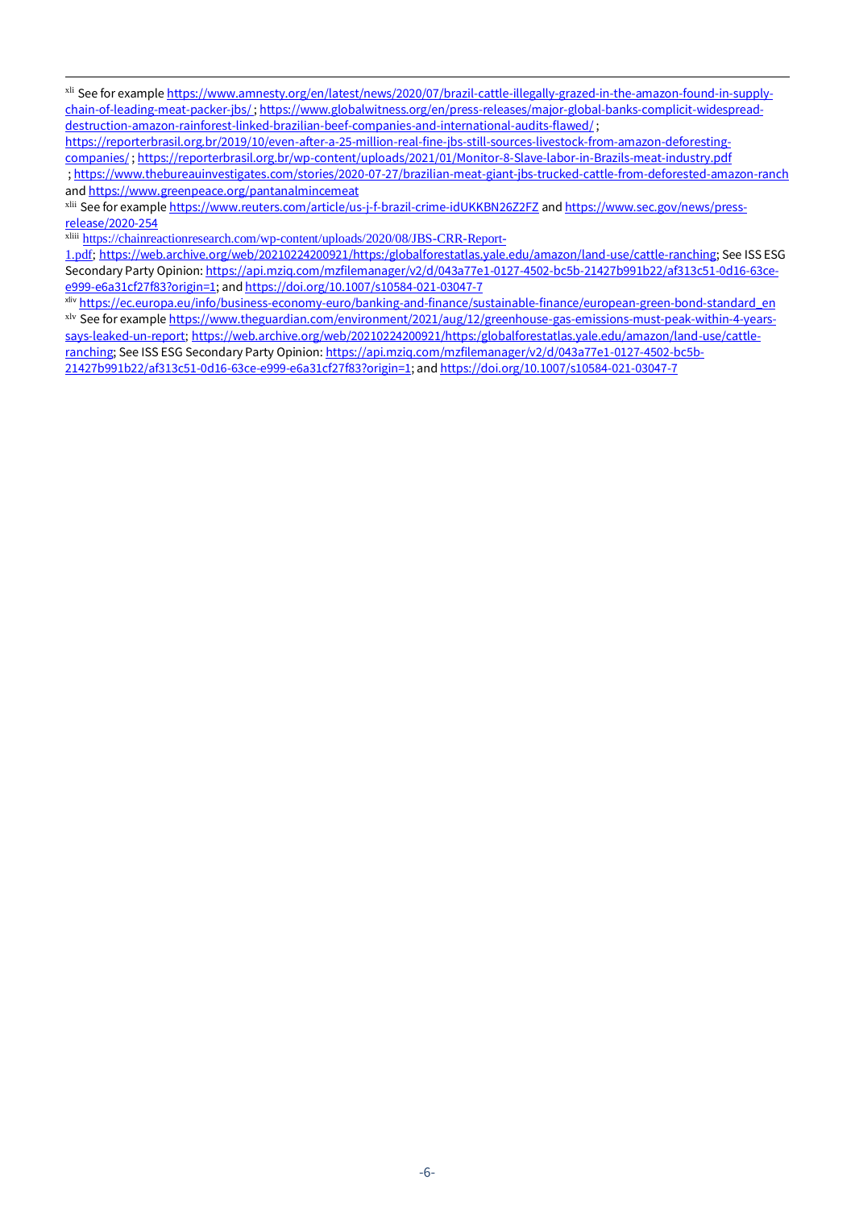[xli] See for example https://www.amnesty.org/en/latest/news/2020/07/brazil-cattle-illegally-grazed-in-the-amazon-found-in-supply-chain-of-leading-meat-packer-jbs/ ; https://www.globalwitness.org/en/press-releases/major-global-banks-complicit-widespread-destruction-amazon-rainforest-linked-brazilian-beef-companies-and-international-audits-flawed/ ; https://reporterbrasil.org.br/2019/10/even-after-a-25-million-real-fine-jbs-still-sources-livestock-from-amazon-deforesting-companies/ ; https://reporterbrasil.org.br/wp-content/uploads/2021/01/Monitor-8-Slave-labor-in-Brazils-meat-industry.pdf ; https://www.thebureauinvestigates.com/stories/2020-07-27/brazilian-meat-giant-jbs-trucked-cattle-from-deforested-amazon-ranch and https://www.greenpeace.org/pantanalmincemeat

[xlii] See for example https://www.reuters.com/article/us-j-f-brazil-crime-idUKKBN26Z2FZ and https://www.sec.gov/news/press-release/2020-254

[xliii] https://chainreactionresearch.com/wp-content/uploads/2020/08/JBS-CRR-Report-1.pdf; https://web.archive.org/web/20210224200921/https:/globalforestatlas.yale.edu/amazon/land-use/cattle-ranching; See ISS ESG Secondary Party Opinion: https://api.mziq.com/mzfilemanager/v2/d/043a77e1-0127-4502-bc5b-21427b991b22/af313c51-0d16-63ce-e999-e6a31cf27f83?origin=1; and https://doi.org/10.1007/s10584-021-03047-7

[xliv] https://ec.europa.eu/info/business-economy-euro/banking-and-finance/sustainable-finance/european-green-bond-standard_en

[xlv] See for example https://www.theguardian.com/environment/2021/aug/12/greenhouse-gas-emissions-must-peak-within-4-years-says-leaked-un-report; https://web.archive.org/web/20210224200921/https:/globalforestatlas.yale.edu/amazon/land-use/cattle-ranching; See ISS ESG Secondary Party Opinion: https://api.mziq.com/mzfilemanager/v2/d/043a77e1-0127-4502-bc5b-21427b991b22/af313c51-0d16-63ce-e999-e6a31cf27f83?origin=1; and https://doi.org/10.1007/s10584-021-03047-7